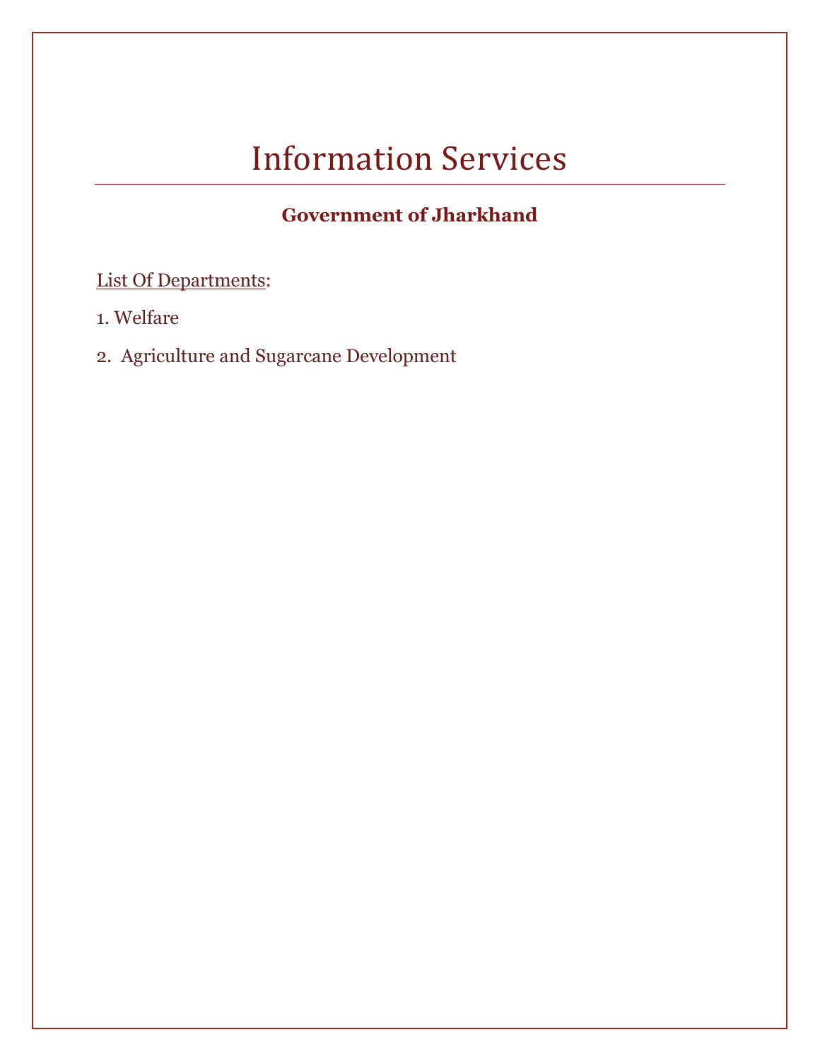# Information Services

## Government of Jharkhand

List Of Departments:

1. Welfare
2. Agriculture and Sugarcane Development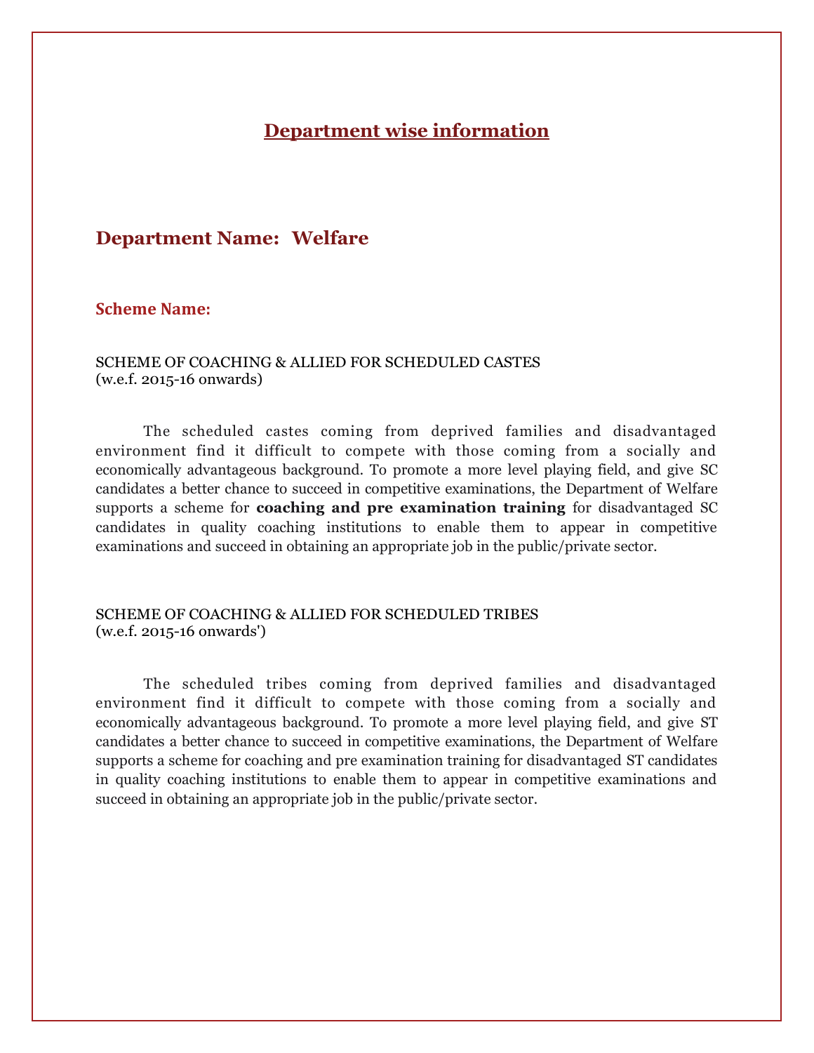# Department wise information

## Department Name: Welfare

### Scheme Name:

SCHEME OF COACHING & ALLIED FOR SCHEDULED CASTES
(w.e.f. 2015-16 onwards)

The scheduled castes coming from deprived families and disadvantaged environment find it difficult to compete with those coming from a socially and economically advantageous background. To promote a more level playing field, and give SC candidates a better chance to succeed in competitive examinations, the Department of Welfare supports a scheme for **coaching and pre examination training** for disadvantaged SC candidates in quality coaching institutions to enable them to appear in competitive examinations and succeed in obtaining an appropriate job in the public/private sector.

SCHEME OF COACHING & ALLIED FOR SCHEDULED TRIBES
(w.e.f. 2015-16 onwards')

The scheduled tribes coming from deprived families and disadvantaged environment find it difficult to compete with those coming from a socially and economically advantageous background. To promote a more level playing field, and give ST candidates a better chance to succeed in competitive examinations, the Department of Welfare supports a scheme for coaching and pre examination training for disadvantaged ST candidates in quality coaching institutions to enable them to appear in competitive examinations and succeed in obtaining an appropriate job in the public/private sector.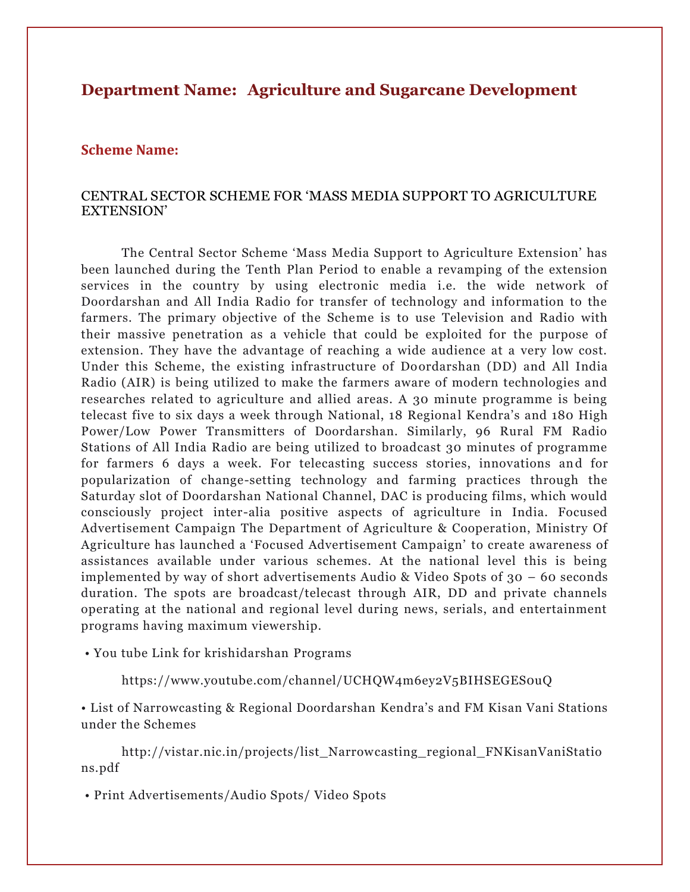## Department Name: Agriculture and Sugarcane Development

### Scheme Name:

CENTRAL SECTOR SCHEME FOR 'MASS MEDIA SUPPORT TO AGRICULTURE EXTENSION'

The Central Sector Scheme 'Mass Media Support to Agriculture Extension' has been launched during the Tenth Plan Period to enable a revamping of the extension services in the country by using electronic media i.e. the wide network of Doordarshan and All India Radio for transfer of technology and information to the farmers. The primary objective of the Scheme is to use Television and Radio with their massive penetration as a vehicle that could be exploited for the purpose of extension. They have the advantage of reaching a wide audience at a very low cost. Under this Scheme, the existing infrastructure of Doordarshan (DD) and All India Radio (AIR) is being utilized to make the farmers aware of modern technologies and researches related to agriculture and allied areas. A 30 minute programme is being telecast five to six days a week through National, 18 Regional Kendra's and 180 High Power/Low Power Transmitters of Doordarshan. Similarly, 96 Rural FM Radio Stations of All India Radio are being utilized to broadcast 30 minutes of programme for farmers 6 days a week. For telecasting success stories, innovations and for popularization of change-setting technology and farming practices through the Saturday slot of Doordarshan National Channel, DAC is producing films, which would consciously project inter-alia positive aspects of agriculture in India. Focused Advertisement Campaign The Department of Agriculture & Cooperation, Ministry Of Agriculture has launched a 'Focused Advertisement Campaign' to create awareness of assistances available under various schemes. At the national level this is being implemented by way of short advertisements Audio & Video Spots of 30 – 60 seconds duration. The spots are broadcast/telecast through AIR, DD and private channels operating at the national and regional level during news, serials, and entertainment programs having maximum viewership.

- You tube Link for krishidarshan Programs

  https://www.youtube.com/channel/UCHQW4m6ey2V5BIHSEGES0uQ

- List of Narrowcasting & Regional Doordarshan Kendra's and FM Kisan Vani Stations under the Schemes

  http://vistar.nic.in/projects/list_Narrowcasting_regional_FNKisanVaniStations.pdf

- Print Advertisements/Audio Spots/ Video Spots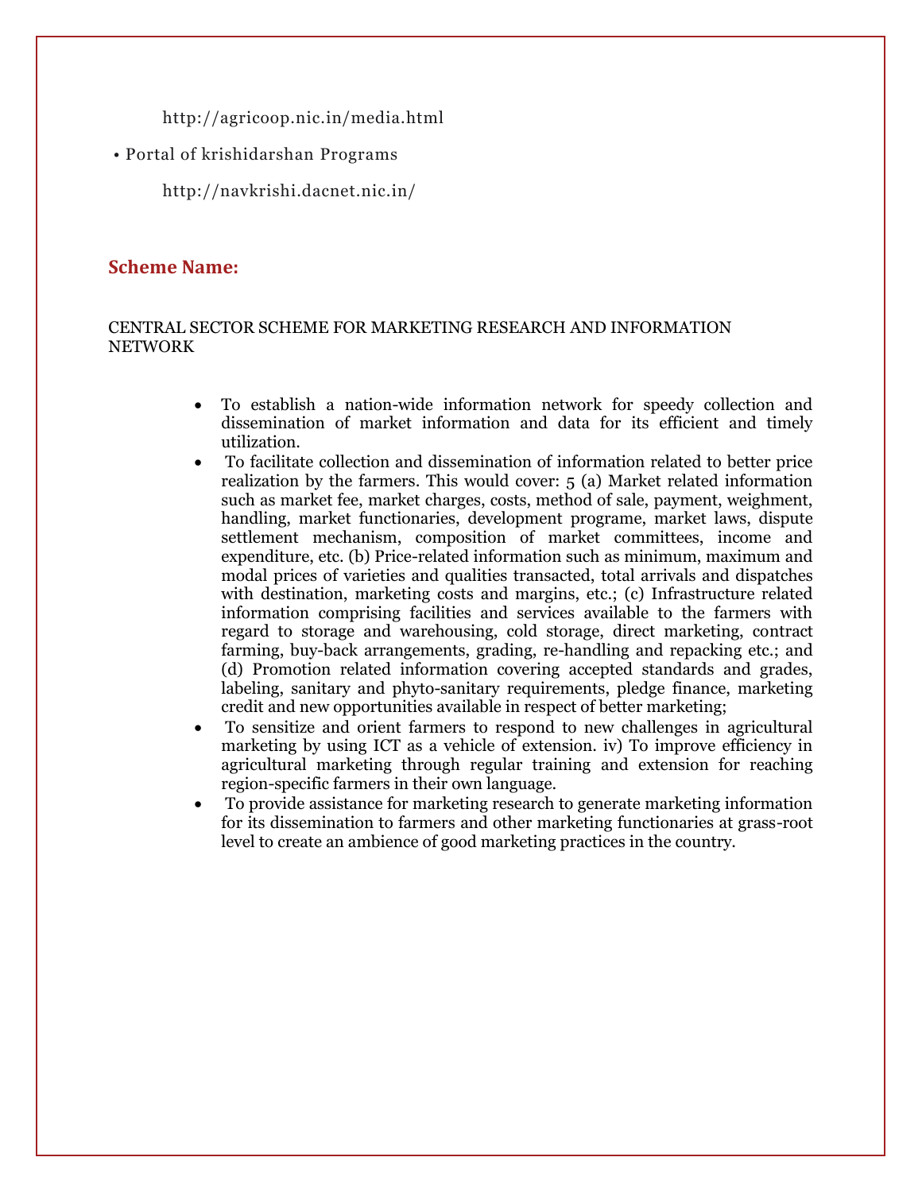http://agricoop.nic.in/media.html

- Portal of krishidarshan Programs

http://navkrishi.dacnet.nic.in/

## Scheme Name:

CENTRAL SECTOR SCHEME FOR MARKETING RESEARCH AND INFORMATION NETWORK

- To establish a nation-wide information network for speedy collection and dissemination of market information and data for its efficient and timely utilization.
- To facilitate collection and dissemination of information related to better price realization by the farmers. This would cover: 5 (a) Market related information such as market fee, market charges, costs, method of sale, payment, weighment, handling, market functionaries, development programe, market laws, dispute settlement mechanism, composition of market committees, income and expenditure, etc. (b) Price-related information such as minimum, maximum and modal prices of varieties and qualities transacted, total arrivals and dispatches with destination, marketing costs and margins, etc.; (c) Infrastructure related information comprising facilities and services available to the farmers with regard to storage and warehousing, cold storage, direct marketing, contract farming, buy-back arrangements, grading, re-handling and repacking etc.; and (d) Promotion related information covering accepted standards and grades, labeling, sanitary and phyto-sanitary requirements, pledge finance, marketing credit and new opportunities available in respect of better marketing;
- To sensitize and orient farmers to respond to new challenges in agricultural marketing by using ICT as a vehicle of extension. iv) To improve efficiency in agricultural marketing through regular training and extension for reaching region-specific farmers in their own language.
- To provide assistance for marketing research to generate marketing information for its dissemination to farmers and other marketing functionaries at grass-root level to create an ambience of good marketing practices in the country.